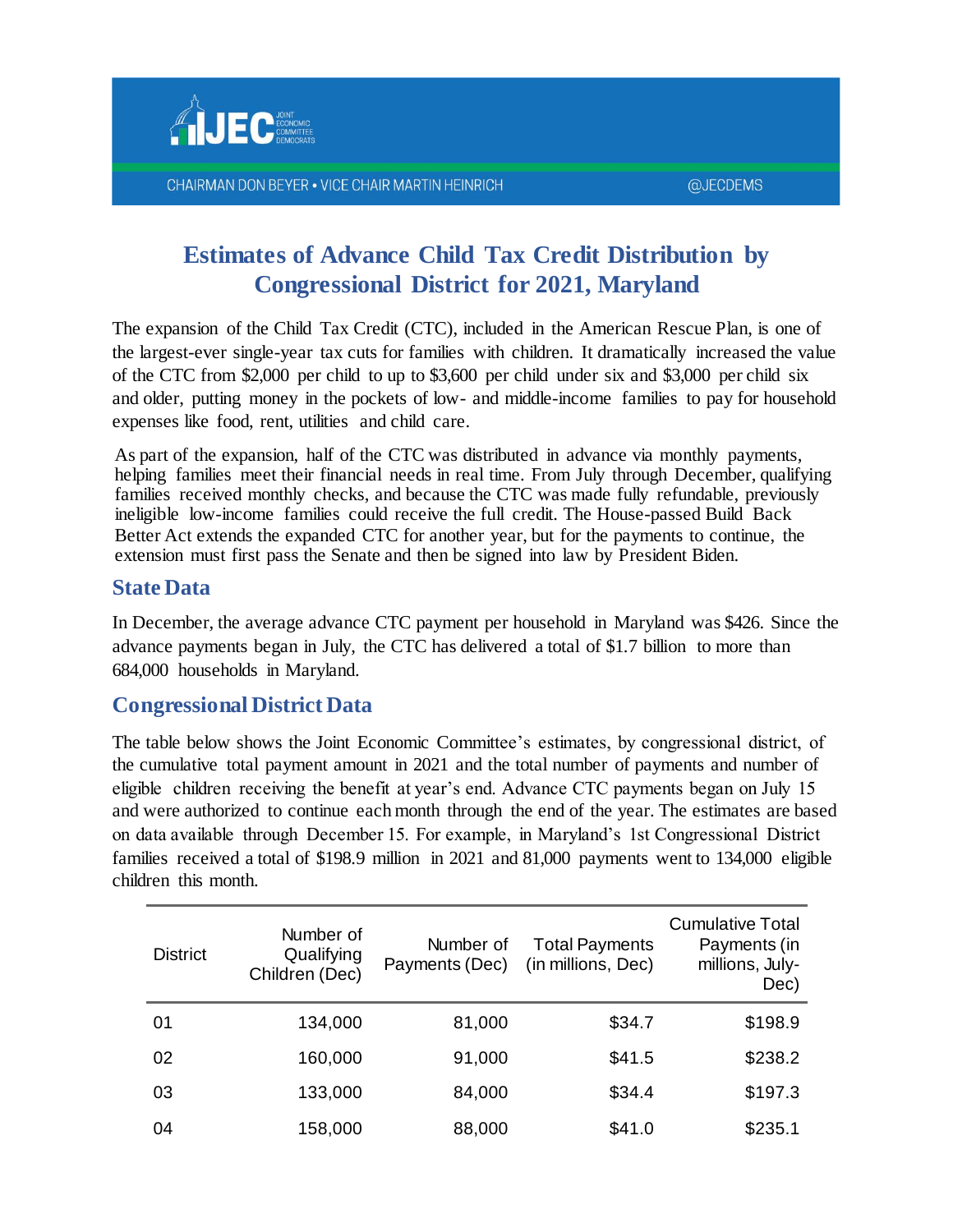JEC JOINT ECONOMIC COMMITTEE DEMOCRATS

CHAIRMAN DON BEYER • VICE CHAIR MARTIN HEINRICH @JECDEMS

# Estimates of Advance Child Tax Credit Distribution by Congressional District for 2021, Maryland

The expansion of the Child Tax Credit (CTC), included in the American Rescue Plan, is one of the largest-ever single-year tax cuts for families with children. It dramatically increased the value of the CTC from $2,000 per child to up to $3,600 per child under six and $3,000 per child six and older, putting money in the pockets of low- and middle-income families to pay for household expenses like food, rent, utilities and child care.

As part of the expansion, half of the CTC was distributed in advance via monthly payments, helping families meet their financial needs in real time. From July through December, qualifying families received monthly checks, and because the CTC was made fully refundable, previously ineligible low-income families could receive the full credit. The House-passed Build Back Better Act extends the expanded CTC for another year, but for the payments to continue, the extension must first pass the Senate and then be signed into law by President Biden.

## State Data

In December, the average advance CTC payment per household in Maryland was $426. Since the advance payments began in July, the CTC has delivered a total of $1.7 billion to more than 684,000 households in Maryland.

## Congressional District Data

The table below shows the Joint Economic Committee's estimates, by congressional district, of the cumulative total payment amount in 2021 and the total number of payments and number of eligible children receiving the benefit at year's end. Advance CTC payments began on July 15 and were authorized to continue each month through the end of the year. The estimates are based on data available through December 15. For example, in Maryland's 1st Congressional District families received a total of $198.9 million in 2021 and 81,000 payments went to 134,000 eligible children this month.

| District | Number of Qualifying Children (Dec) | Number of Payments (Dec) | Total Payments (in millions, Dec) | Cumulative Total Payments (in millions, July-Dec) |
|---|---|---|---|---|
| 01 | 134,000 | 81,000 | $34.7 | $198.9 |
| 02 | 160,000 | 91,000 | $41.5 | $238.2 |
| 03 | 133,000 | 84,000 | $34.4 | $197.3 |
| 04 | 158,000 | 88,000 | $41.0 | $235.1 |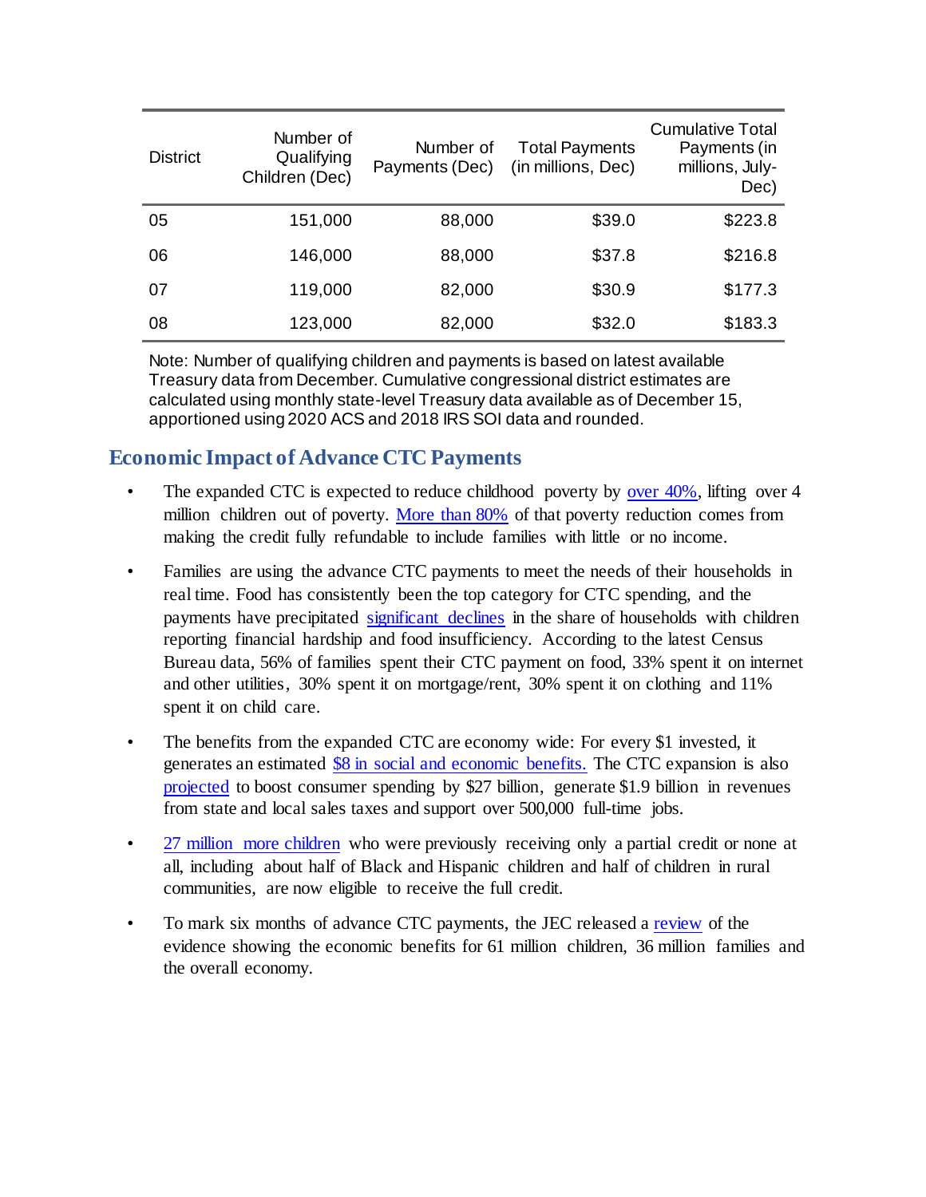| District | Number of Qualifying Children (Dec) | Number of Payments (Dec) | Total Payments (in millions, Dec) | Cumulative Total Payments (in millions, July-Dec) |
|---|---|---|---|---|
| 05 | 151,000 | 88,000 | $39.0 | $223.8 |
| 06 | 146,000 | 88,000 | $37.8 | $216.8 |
| 07 | 119,000 | 82,000 | $30.9 | $177.3 |
| 08 | 123,000 | 82,000 | $32.0 | $183.3 |

Note: Number of qualifying children and payments is based on latest available Treasury data from December. Cumulative congressional district estimates are calculated using monthly state-level Treasury data available as of December 15, apportioned using 2020 ACS and 2018 IRS SOI data and rounded.

## Economic Impact of Advance CTC Payments

- The expanded CTC is expected to reduce childhood poverty by over 40%, lifting over 4 million children out of poverty. More than 80% of that poverty reduction comes from making the credit fully refundable to include families with little or no income.
- Families are using the advance CTC payments to meet the needs of their households in real time. Food has consistently been the top category for CTC spending, and the payments have precipitated significant declines in the share of households with children reporting financial hardship and food insufficiency. According to the latest Census Bureau data, 56% of families spent their CTC payment on food, 33% spent it on internet and other utilities, 30% spent it on mortgage/rent, 30% spent it on clothing and 11% spent it on child care.
- The benefits from the expanded CTC are economy wide: For every $1 invested, it generates an estimated $8 in social and economic benefits. The CTC expansion is also projected to boost consumer spending by $27 billion, generate $1.9 billion in revenues from state and local sales taxes and support over 500,000 full-time jobs.
- 27 million more children who were previously receiving only a partial credit or none at all, including about half of Black and Hispanic children and half of children in rural communities, are now eligible to receive the full credit.
- To mark six months of advance CTC payments, the JEC released a review of the evidence showing the economic benefits for 61 million children, 36 million families and the overall economy.